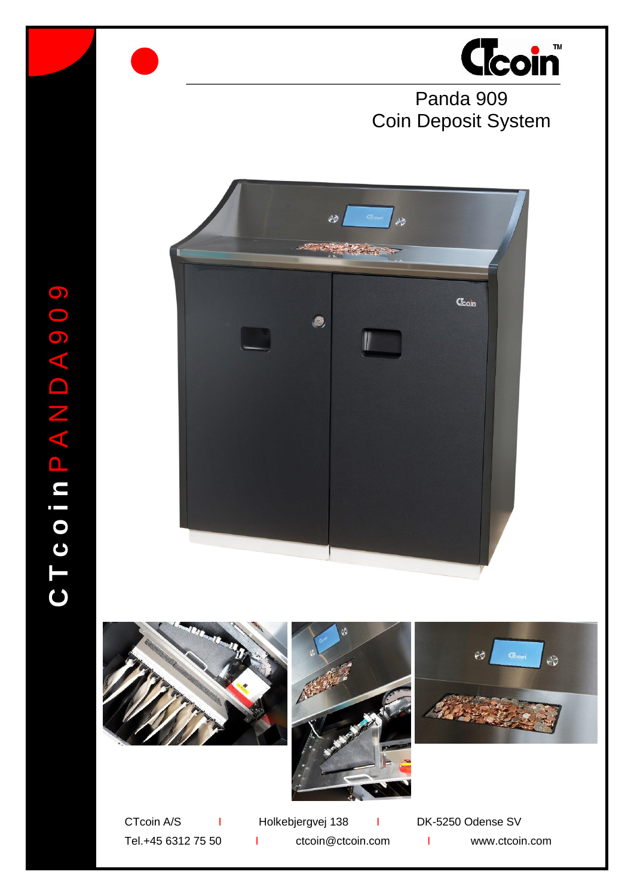# Panda 909
## Coin Deposit System

CTcoinPANDA909

CTcoin A/S | Holkebjergvej 138 | DK-5250 Odense SV

Tel.+45 6312 75 50 | ctcoin@ctcoin.com | www.ctcoin.com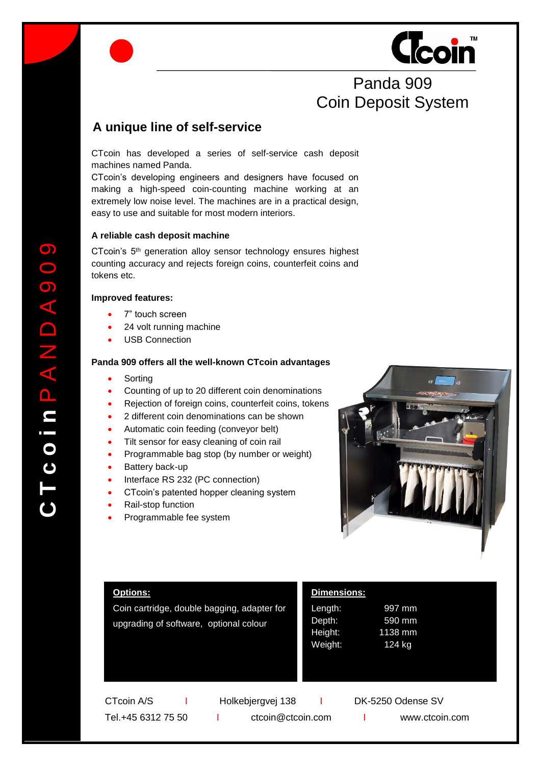# Panda 909
# Coin Deposit System

## A unique line of self-service

CTcoin has developed a series of self-service cash deposit machines named Panda.
CTcoin's developing engineers and designers have focused on making a high-speed coin-counting machine working at an extremely low noise level. The machines are in a practical design, easy to use and suitable for most modern interiors.

### A reliable cash deposit machine

CTcoin's 5th generation alloy sensor technology ensures highest counting accuracy and rejects foreign coins, counterfeit coins and tokens etc.

### Improved features:

- 7" touch screen
- 24 volt running machine
- USB Connection

### Panda 909 offers all the well-known CTcoin advantages

- Sorting
- Counting of up to 20 different coin denominations
- Rejection of foreign coins, counterfeit coins, tokens
- 2 different coin denominations can be shown
- Automatic coin feeding (conveyor belt)
- Tilt sensor for easy cleaning of coin rail
- Programmable bag stop (by number or weight)
- Battery back-up
- Interface RS 232 (PC connection)
- CTcoin's patented hopper cleaning system
- Rail-stop function
- Programmable fee system

**Options:**

Coin cartridge, double bagging, adapter for upgrading of software, optional colour

**Dimensions:**

| | |
|---|---|
| Length: | 997 mm |
| Depth: | 590 mm |
| Height: | 1138 mm |
| Weight: | 124 kg |

CTcoin A/S | Holkebjergvej 138 | DK-5250 Odense SV

Tel.+45 6312 75 50 | ctcoin@ctcoin.com | www.ctcoin.com